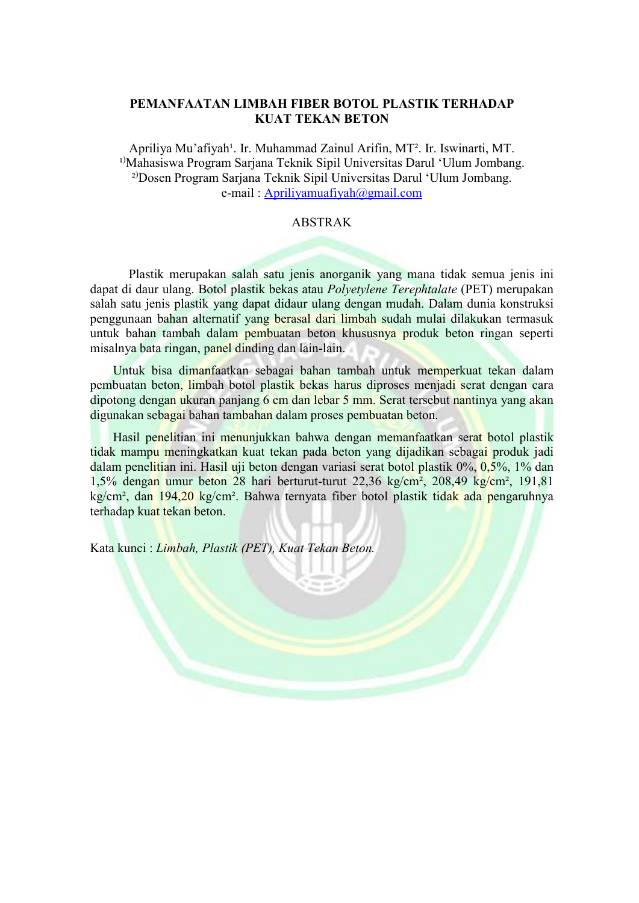# PEMANFAATAN LIMBAH FIBER BOTOL PLASTIK TERHADAP KUAT TEKAN BETON

Apriliya Mu'afiyah[1]. Ir. Muhammad Zainul Arifin, MT[2]. Ir. Iswinarti, MT.
[1)]Mahasiswa Program Sarjana Teknik Sipil Universitas Darul 'Ulum Jombang.
[2)]Dosen Program Sarjana Teknik Sipil Universitas Darul 'Ulum Jombang.
e-mail : Apriliyamuafiyah@gmail.com

## ABSTRAK

Plastik merupakan salah satu jenis anorganik yang mana tidak semua jenis ini dapat di daur ulang. Botol plastik bekas atau *Polyetylene Terephtalate* (PET) merupakan salah satu jenis plastik yang dapat didaur ulang dengan mudah. Dalam dunia konstruksi penggunaan bahan alternatif yang berasal dari limbah sudah mulai dilakukan termasuk untuk bahan tambah dalam pembuatan beton khususnya produk beton ringan seperti misalnya bata ringan, panel dinding dan lain-lain.

Untuk bisa dimanfaatkan sebagai bahan tambah untuk memperkuat tekan dalam pembuatan beton, limbah botol plastik bekas harus diproses menjadi serat dengan cara dipotong dengan ukuran panjang 6 cm dan lebar 5 mm. Serat tersebut nantinya yang akan digunakan sebagai bahan tambahan dalam proses pembuatan beton.

Hasil penelitian ini menunjukkan bahwa dengan memanfaatkan serat botol plastik tidak mampu meningkatkan kuat tekan pada beton yang dijadikan sebagai produk jadi dalam penelitian ini. Hasil uji beton dengan variasi serat botol plastik 0%, 0,5%, 1% dan 1,5% dengan umur beton 28 hari berturut-turut 22,36 kg/cm², 208,49 kg/cm², 191,81 kg/cm², dan 194,20 kg/cm². Bahwa ternyata fiber botol plastik tidak ada pengaruhnya terhadap kuat tekan beton.

Kata kunci : *Limbah, Plastik (PET), Kuat Tekan Beton.*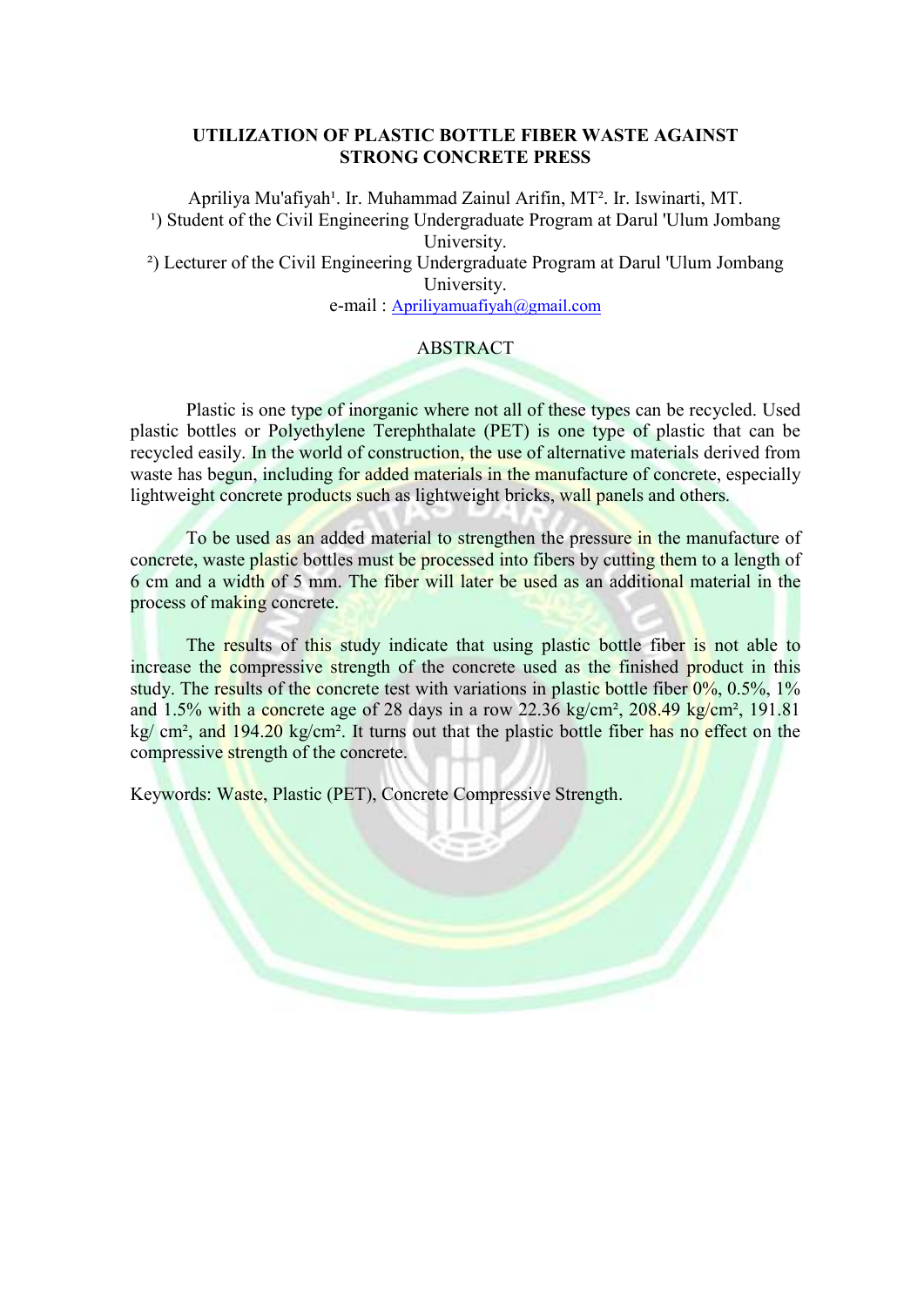# UTILIZATION OF PLASTIC BOTTLE FIBER WASTE AGAINST STRONG CONCRETE PRESS

Apriliya Mu'afiyah[1]. Ir. Muhammad Zainul Arifin, MT[2]. Ir. Iswinarti, MT.

[1]) Student of the Civil Engineering Undergraduate Program at Darul 'Ulum Jombang University.

[2]) Lecturer of the Civil Engineering Undergraduate Program at Darul 'Ulum Jombang University.

e-mail : Apriliyamuafiyah@gmail.com

## ABSTRACT

Plastic is one type of inorganic where not all of these types can be recycled. Used plastic bottles or Polyethylene Terephthalate (PET) is one type of plastic that can be recycled easily. In the world of construction, the use of alternative materials derived from waste has begun, including for added materials in the manufacture of concrete, especially lightweight concrete products such as lightweight bricks, wall panels and others.

To be used as an added material to strengthen the pressure in the manufacture of concrete, waste plastic bottles must be processed into fibers by cutting them to a length of 6 cm and a width of 5 mm. The fiber will later be used as an additional material in the process of making concrete.

The results of this study indicate that using plastic bottle fiber is not able to increase the compressive strength of the concrete used as the finished product in this study. The results of the concrete test with variations in plastic bottle fiber 0%, 0.5%, 1% and 1.5% with a concrete age of 28 days in a row 22.36 kg/cm², 208.49 kg/cm², 191.81 kg/ cm², and 194.20 kg/cm². It turns out that the plastic bottle fiber has no effect on the compressive strength of the concrete.

Keywords: Waste, Plastic (PET), Concrete Compressive Strength.